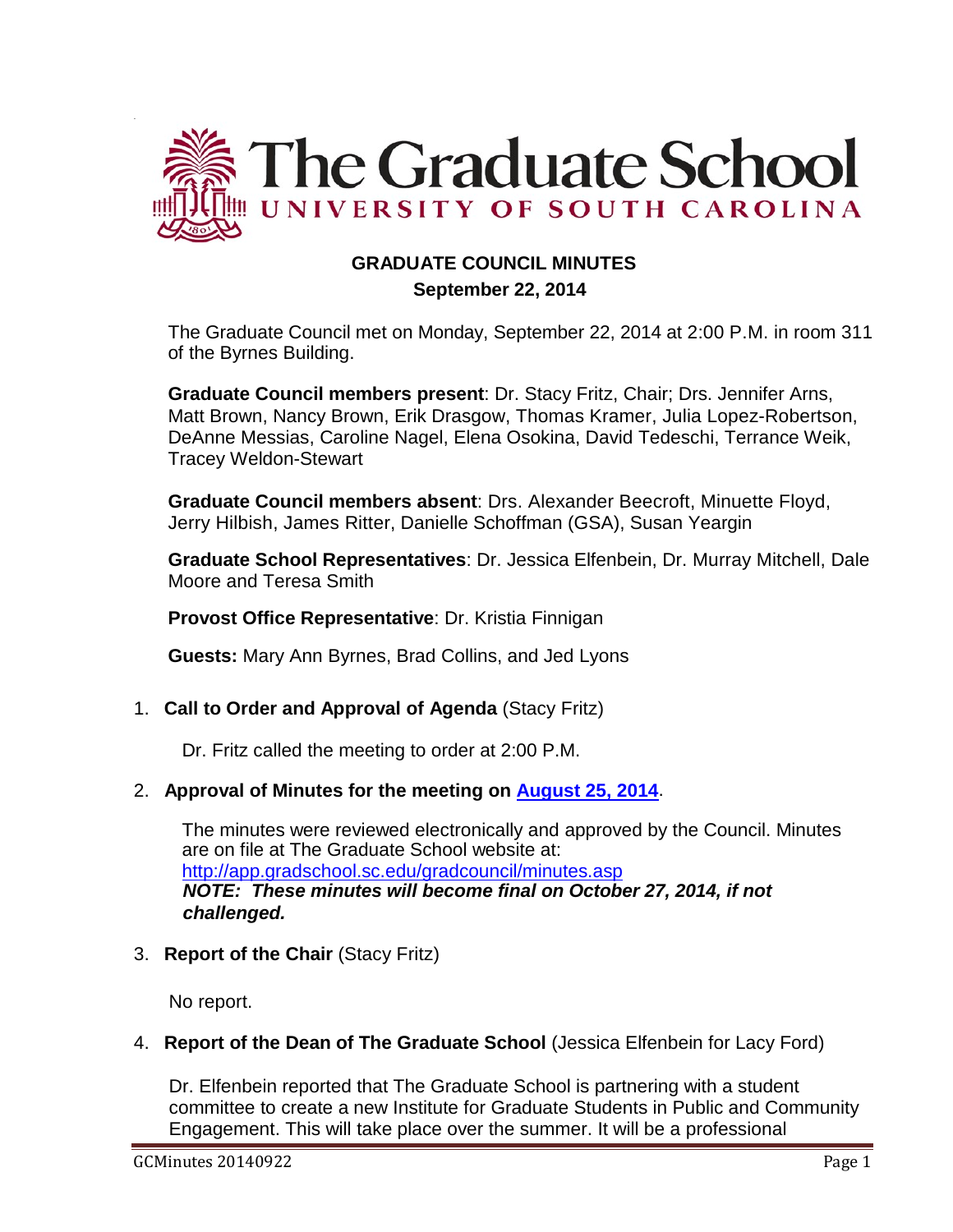# The Graduate School
## UNIVERSITY OF SOUTH CAROLINA

**GRADUATE COUNCIL MINUTES**
**September 22, 2014**

The Graduate Council met on Monday, September 22, 2014 at 2:00 P.M. in room 311 of the Byrnes Building.

**Graduate Council members present**: Dr. Stacy Fritz, Chair; Drs. Jennifer Arns, Matt Brown, Nancy Brown, Erik Drasgow, Thomas Kramer, Julia Lopez-Robertson, DeAnne Messias, Caroline Nagel, Elena Osokina, David Tedeschi, Terrance Weik, Tracey Weldon-Stewart

**Graduate Council members absent**: Drs. Alexander Beecroft, Minuette Floyd, Jerry Hilbish, James Ritter, Danielle Schoffman (GSA), Susan Yeargin

**Graduate School Representatives**: Dr. Jessica Elfenbein, Dr. Murray Mitchell, Dale Moore and Teresa Smith

**Provost Office Representative**: Dr. Kristia Finnigan

**Guests:** Mary Ann Byrnes, Brad Collins, and Jed Lyons

1. **Call to Order and Approval of Agenda** (Stacy Fritz)

   Dr. Fritz called the meeting to order at 2:00 P.M.

2. **Approval of Minutes for the meeting on August 25, 2014**.

   The minutes were reviewed electronically and approved by the Council. Minutes are on file at The Graduate School website at: http://app.gradschool.sc.edu/gradcouncil/minutes.asp
   ***NOTE: These minutes will become final on October 27, 2014, if not challenged.***

3. **Report of the Chair** (Stacy Fritz)

   No report.

4. **Report of the Dean of The Graduate School** (Jessica Elfenbein for Lacy Ford)

   Dr. Elfenbein reported that The Graduate School is partnering with a student committee to create a new Institute for Graduate Students in Public and Community Engagement. This will take place over the summer. It will be a professional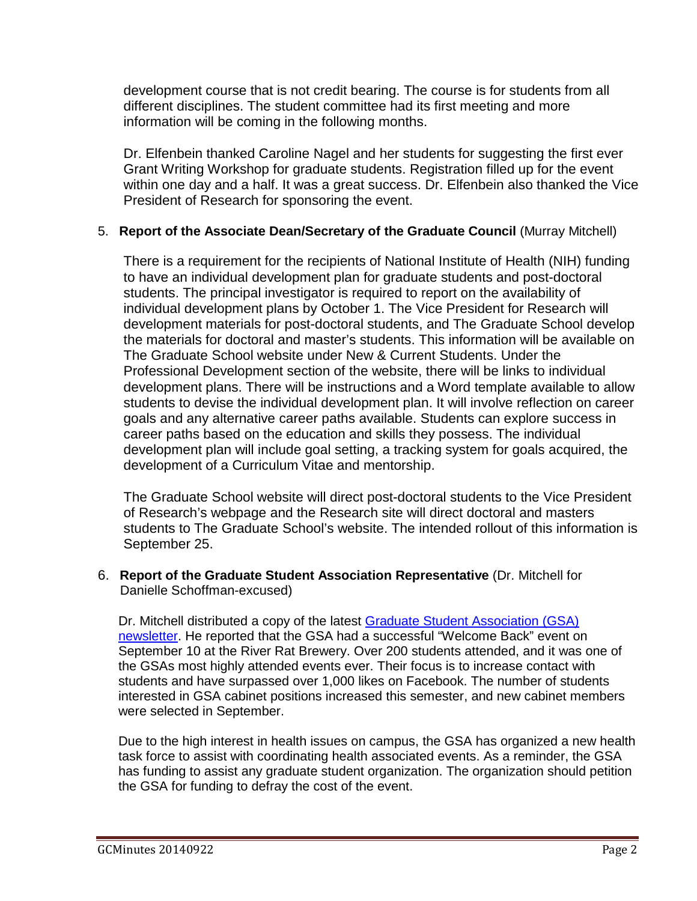development course that is not credit bearing. The course is for students from all different disciplines. The student committee had its first meeting and more information will be coming in the following months.

Dr. Elfenbein thanked Caroline Nagel and her students for suggesting the first ever Grant Writing Workshop for graduate students. Registration filled up for the event within one day and a half. It was a great success. Dr. Elfenbein also thanked the Vice President of Research for sponsoring the event.

5. **Report of the Associate Dean/Secretary of the Graduate Council** (Murray Mitchell)

   There is a requirement for the recipients of National Institute of Health (NIH) funding to have an individual development plan for graduate students and post-doctoral students. The principal investigator is required to report on the availability of individual development plans by October 1. The Vice President for Research will development materials for post-doctoral students, and The Graduate School develop the materials for doctoral and master's students. This information will be available on The Graduate School website under New & Current Students. Under the Professional Development section of the website, there will be links to individual development plans. There will be instructions and a Word template available to allow students to devise the individual development plan. It will involve reflection on career goals and any alternative career paths available. Students can explore success in career paths based on the education and skills they possess. The individual development plan will include goal setting, a tracking system for goals acquired, the development of a Curriculum Vitae and mentorship.

   The Graduate School website will direct post-doctoral students to the Vice President of Research's webpage and the Research site will direct doctoral and masters students to The Graduate School's website. The intended rollout of this information is September 25.

6. **Report of the Graduate Student Association Representative** (Dr. Mitchell for Danielle Schoffman-excused)

   Dr. Mitchell distributed a copy of the latest Graduate Student Association (GSA) newsletter. He reported that the GSA had a successful "Welcome Back" event on September 10 at the River Rat Brewery. Over 200 students attended, and it was one of the GSAs most highly attended events ever. Their focus is to increase contact with students and have surpassed over 1,000 likes on Facebook. The number of students interested in GSA cabinet positions increased this semester, and new cabinet members were selected in September.

   Due to the high interest in health issues on campus, the GSA has organized a new health task force to assist with coordinating health associated events. As a reminder, the GSA has funding to assist any graduate student organization. The organization should petition the GSA for funding to defray the cost of the event.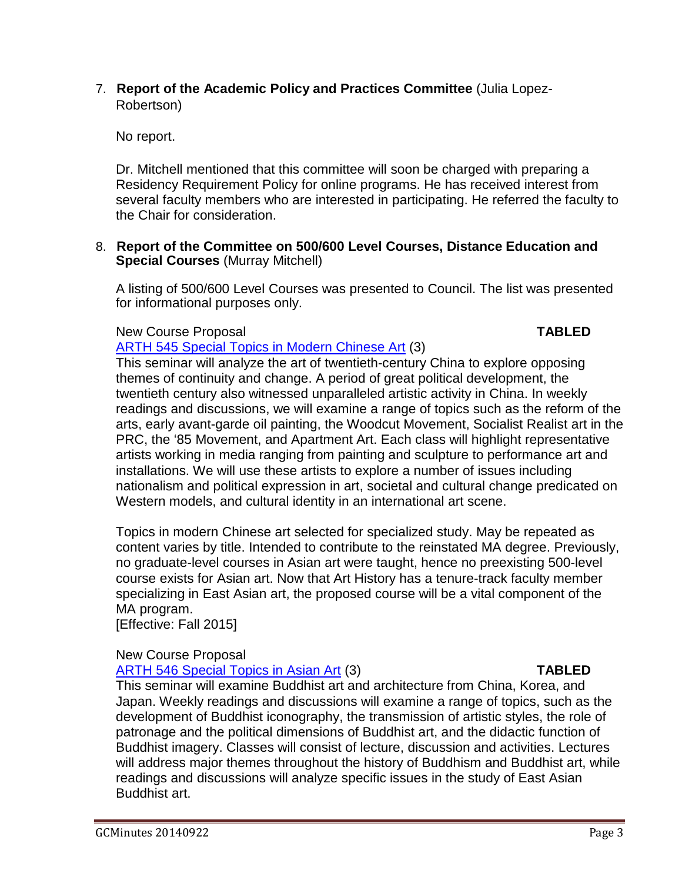7. **Report of the Academic Policy and Practices Committee** (Julia Lopez-Robertson)

   No report.

   Dr. Mitchell mentioned that this committee will soon be charged with preparing a Residency Requirement Policy for online programs. He has received interest from several faculty members who are interested in participating. He referred the faculty to the Chair for consideration.

8. **Report of the Committee on 500/600 Level Courses, Distance Education and Special Courses** (Murray Mitchell)

   A listing of 500/600 Level Courses was presented to Council. The list was presented for informational purposes only.

   New Course Proposal **TABLED**
   ARTH 545 Special Topics in Modern Chinese Art (3)
   This seminar will analyze the art of twentieth-century China to explore opposing themes of continuity and change. A period of great political development, the twentieth century also witnessed unparalleled artistic activity in China. In weekly readings and discussions, we will examine a range of topics such as the reform of the arts, early avant-garde oil painting, the Woodcut Movement, Socialist Realist art in the PRC, the '85 Movement, and Apartment Art. Each class will highlight representative artists working in media ranging from painting and sculpture to performance art and installations. We will use these artists to explore a number of issues including nationalism and political expression in art, societal and cultural change predicated on Western models, and cultural identity in an international art scene.

   Topics in modern Chinese art selected for specialized study. May be repeated as content varies by title. Intended to contribute to the reinstated MA degree. Previously, no graduate-level courses in Asian art were taught, hence no preexisting 500-level course exists for Asian art. Now that Art History has a tenure-track faculty member specializing in East Asian art, the proposed course will be a vital component of the MA program.
   [Effective: Fall 2015]

   New Course Proposal
   ARTH 546 Special Topics in Asian Art (3) **TABLED**
   This seminar will examine Buddhist art and architecture from China, Korea, and Japan. Weekly readings and discussions will examine a range of topics, such as the development of Buddhist iconography, the transmission of artistic styles, the role of patronage and the political dimensions of Buddhist art, and the didactic function of Buddhist imagery. Classes will consist of lecture, discussion and activities. Lectures will address major themes throughout the history of Buddhism and Buddhist art, while readings and discussions will analyze specific issues in the study of East Asian Buddhist art.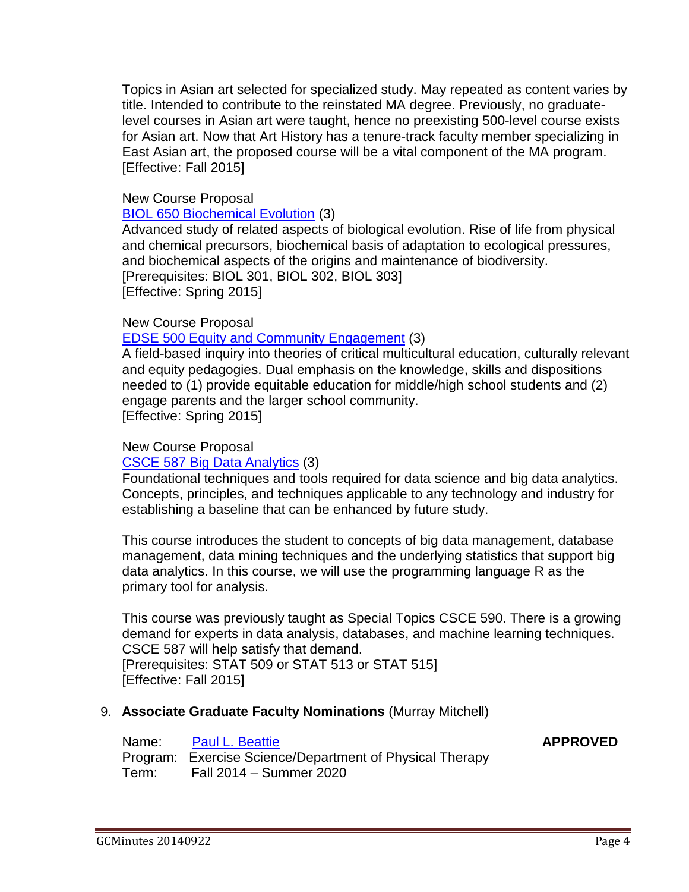Topics in Asian art selected for specialized study. May repeated as content varies by title. Intended to contribute to the reinstated MA degree. Previously, no graduate-level courses in Asian art were taught, hence no preexisting 500-level course exists for Asian art. Now that Art History has a tenure-track faculty member specializing in East Asian art, the proposed course will be a vital component of the MA program.
[Effective: Fall 2015]

New Course Proposal
BIOL 650 Biochemical Evolution (3)
Advanced study of related aspects of biological evolution. Rise of life from physical and chemical precursors, biochemical basis of adaptation to ecological pressures, and biochemical aspects of the origins and maintenance of biodiversity.
[Prerequisites: BIOL 301, BIOL 302, BIOL 303]
[Effective: Spring 2015]

New Course Proposal
EDSE 500 Equity and Community Engagement (3)
A field-based inquiry into theories of critical multicultural education, culturally relevant and equity pedagogies. Dual emphasis on the knowledge, skills and dispositions needed to (1) provide equitable education for middle/high school students and (2) engage parents and the larger school community.
[Effective: Spring 2015]

New Course Proposal
CSCE 587 Big Data Analytics (3)
Foundational techniques and tools required for data science and big data analytics. Concepts, principles, and techniques applicable to any technology and industry for establishing a baseline that can be enhanced by future study.

This course introduces the student to concepts of big data management, database management, data mining techniques and the underlying statistics that support big data analytics. In this course, we will use the programming language R as the primary tool for analysis.

This course was previously taught as Special Topics CSCE 590. There is a growing demand for experts in data analysis, databases, and machine learning techniques. CSCE 587 will help satisfy that demand.
[Prerequisites: STAT 509 or STAT 513 or STAT 515]
[Effective: Fall 2015]

9. **Associate Graduate Faculty Nominations** (Murray Mitchell)

Name: Paul L. Beattie **APPROVED**
Program: Exercise Science/Department of Physical Therapy
Term: Fall 2014 – Summer 2020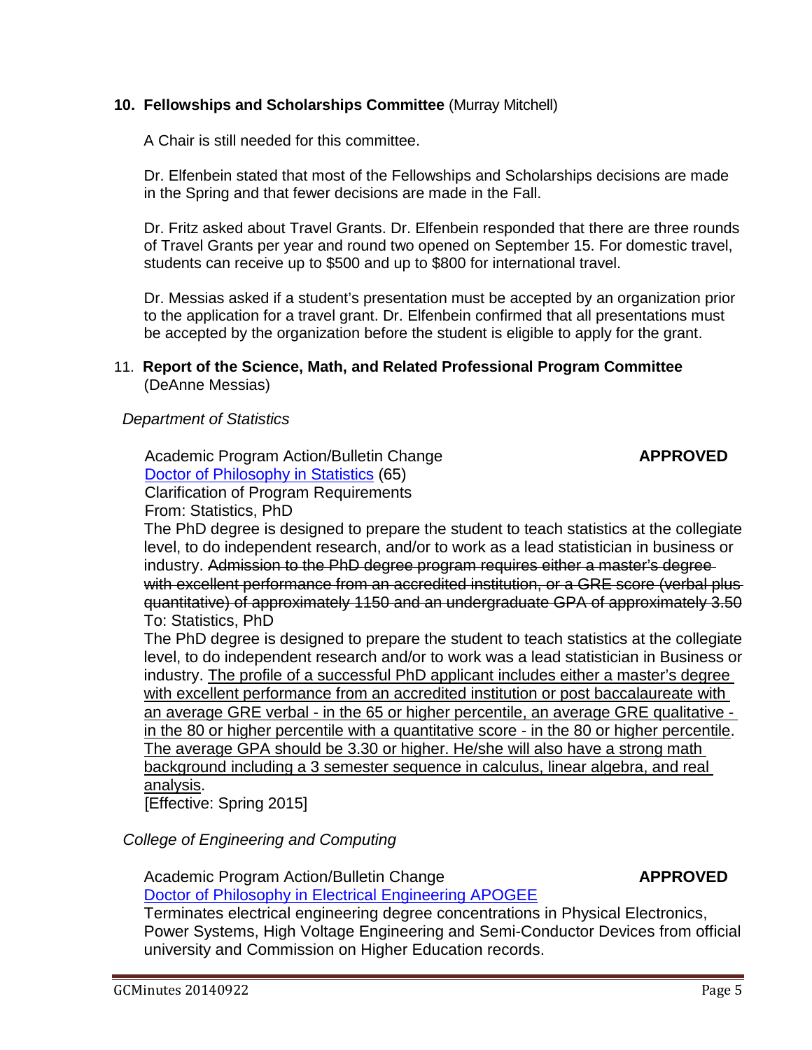**10. Fellowships and Scholarships Committee** (Murray Mitchell)

A Chair is still needed for this committee.

Dr. Elfenbein stated that most of the Fellowships and Scholarships decisions are made in the Spring and that fewer decisions are made in the Fall.

Dr. Fritz asked about Travel Grants. Dr. Elfenbein responded that there are three rounds of Travel Grants per year and round two opened on September 15. For domestic travel, students can receive up to $500 and up to $800 for international travel.

Dr. Messias asked if a student's presentation must be accepted by an organization prior to the application for a travel grant. Dr. Elfenbein confirmed that all presentations must be accepted by the organization before the student is eligible to apply for the grant.

11. **Report of the Science, Math, and Related Professional Program Committee** (DeAnne Messias)

*Department of Statistics*

Academic Program Action/Bulletin Change **APPROVED**
Doctor of Philosophy in Statistics (65)
Clarification of Program Requirements
From: Statistics, PhD
The PhD degree is designed to prepare the student to teach statistics at the collegiate level, to do independent research, and/or to work as a lead statistician in business or industry. ~~Admission to the PhD degree program requires either a master's degree with excellent performance from an accredited institution, or a GRE score (verbal plus quantitative) of approximately 1150 and an undergraduate GPA of approximately 3.50~~
To: Statistics, PhD
The PhD degree is designed to prepare the student to teach statistics at the collegiate level, to do independent research and/or to work was a lead statistician in Business or industry. <u>The profile of a successful PhD applicant includes either a master's degree with excellent performance from an accredited institution or post baccalaureate with an average GRE verbal - in the 65 or higher percentile, an average GRE qualitative - in the 80 or higher percentile with a quantitative score - in the 80 or higher percentile</u>. <u>The average GPA should be 3.30 or higher. He/she will also have a strong math background including a 3 semester sequence in calculus, linear algebra, and real analysis</u>.
[Effective: Spring 2015]

*College of Engineering and Computing*

Academic Program Action/Bulletin Change **APPROVED**
Doctor of Philosophy in Electrical Engineering APOGEE
Terminates electrical engineering degree concentrations in Physical Electronics, Power Systems, High Voltage Engineering and Semi-Conductor Devices from official university and Commission on Higher Education records.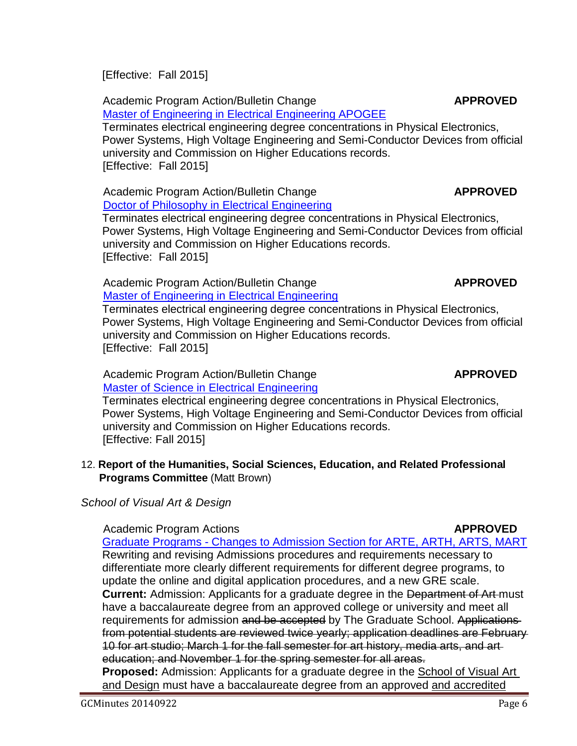[Effective: Fall 2015]

Academic Program Action/Bulletin Change **APPROVED**
[Master of Engineering in Electrical Engineering APOGEE]
Terminates electrical engineering degree concentrations in Physical Electronics, Power Systems, High Voltage Engineering and Semi-Conductor Devices from official university and Commission on Higher Educations records.
[Effective: Fall 2015]

Academic Program Action/Bulletin Change **APPROVED**
[Doctor of Philosophy in Electrical Engineering]
Terminates electrical engineering degree concentrations in Physical Electronics, Power Systems, High Voltage Engineering and Semi-Conductor Devices from official university and Commission on Higher Educations records.
[Effective: Fall 2015]

Academic Program Action/Bulletin Change **APPROVED**
[Master of Engineering in Electrical Engineering]
Terminates electrical engineering degree concentrations in Physical Electronics, Power Systems, High Voltage Engineering and Semi-Conductor Devices from official university and Commission on Higher Educations records.
[Effective: Fall 2015]

Academic Program Action/Bulletin Change **APPROVED**
[Master of Science in Electrical Engineering]
Terminates electrical engineering degree concentrations in Physical Electronics, Power Systems, High Voltage Engineering and Semi-Conductor Devices from official university and Commission on Higher Educations records.
[Effective: Fall 2015]

12. **Report of the Humanities, Social Sciences, Education, and Related Professional Programs Committee** (Matt Brown)

*School of Visual Art & Design*

Academic Program Actions **APPROVED**
[Graduate Programs - Changes to Admission Section for ARTE, ARTH, ARTS, MART]
Rewriting and revising Admissions procedures and requirements necessary to differentiate more clearly different requirements for different degree programs, to update the online and digital application procedures, and a new GRE scale.
**Current:** Admission: Applicants for a graduate degree in the ~~Department of Art~~ must have a baccalaureate degree from an approved college or university and meet all requirements for admission ~~and be accepted~~ by The Graduate School. ~~Applications from potential students are reviewed twice yearly; application deadlines are February 10 for art studio; March 1 for the fall semester for art history, media arts, and art education; and November 1 for the spring semester for all areas.~~
**Proposed:** Admission: Applicants for a graduate degree in the <u>School of Visual Art and Design</u> must have a baccalaureate degree from an approved <u>and accredited</u>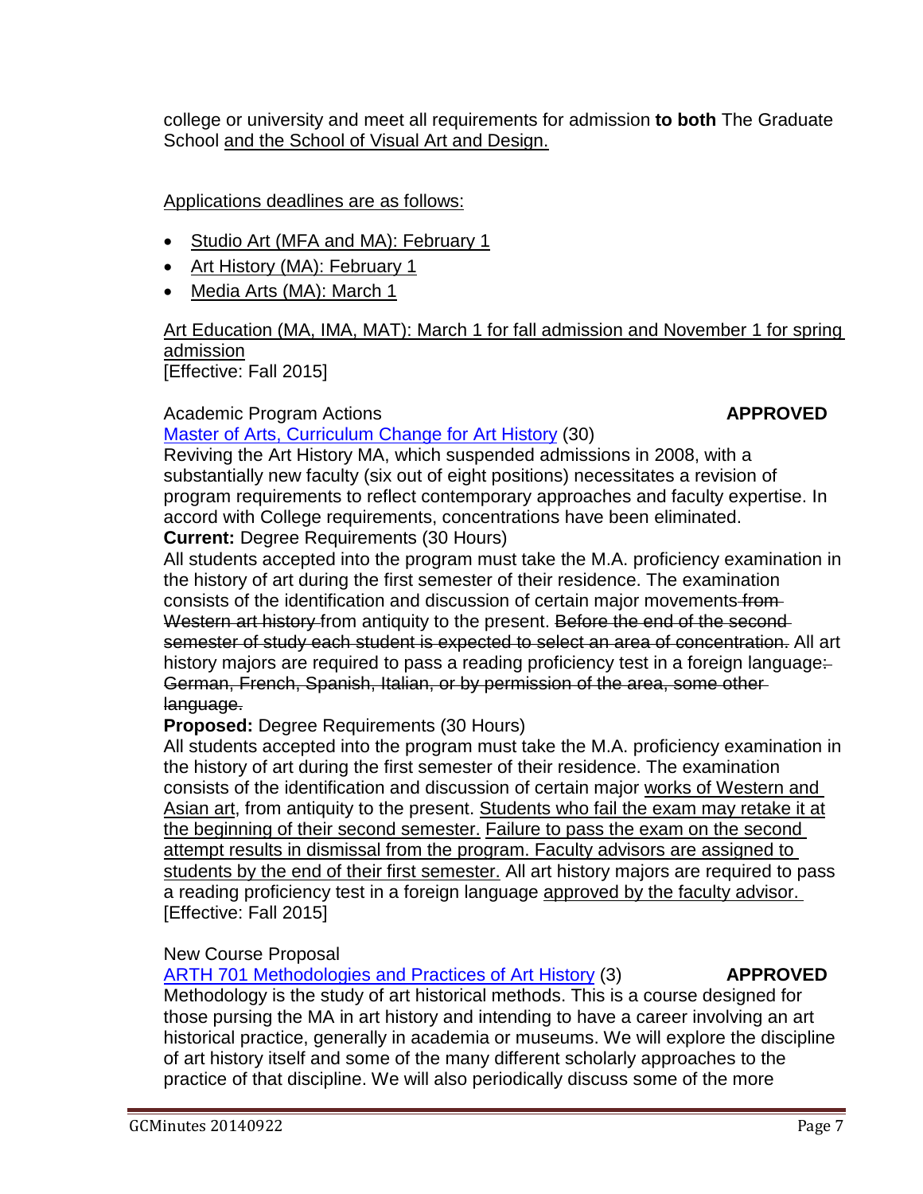college or university and meet all requirements for admission **to both** The Graduate School <u>and the School of Visual Art and Design.</u>

<u>Applications deadlines are as follows:</u>

- <u>Studio Art (MFA and MA): February 1</u>
- <u>Art History (MA): February 1</u>
- <u>Media Arts (MA): March 1</u>

<u>Art Education (MA, IMA, MAT): March 1 for fall admission and November 1 for spring admission</u>
[Effective: Fall 2015]

Academic Program Actions **APPROVED**

[Master of Arts, Curriculum Change for Art History](#) (30)

Reviving the Art History MA, which suspended admissions in 2008, with a substantially new faculty (six out of eight positions) necessitates a revision of program requirements to reflect contemporary approaches and faculty expertise. In accord with College requirements, concentrations have been eliminated.

**Current:** Degree Requirements (30 Hours)

All students accepted into the program must take the M.A. proficiency examination in the history of art during the first semester of their residence. The examination consists of the identification and discussion of certain major movements ~~from Western art history~~ from antiquity to the present. ~~Before the end of the second semester of study each student is expected to select an area of concentration.~~ All art history majors are required to pass a reading proficiency test in a foreign language~~: German, French, Spanish, Italian, or by permission of the area, some other language.~~

**Proposed:** Degree Requirements (30 Hours)

All students accepted into the program must take the M.A. proficiency examination in the history of art during the first semester of their residence. The examination consists of the identification and discussion of certain major <u>works of Western and Asian art</u>, from antiquity to the present. <u>Students who fail the exam may retake it at the beginning of their second semester.</u> <u>Failure to pass the exam on the second attempt results in dismissal from the program. Faculty advisors are assigned to students by the end of their first semester.</u> All art history majors are required to pass a reading proficiency test in a foreign language <u>approved by the faculty advisor.</u>
[Effective: Fall 2015]

New Course Proposal

[ARTH 701 Methodologies and Practices of Art History](#) (3) **APPROVED**

Methodology is the study of art historical methods. This is a course designed for those pursing the MA in art history and intending to have a career involving an art historical practice, generally in academia or museums. We will explore the discipline of art history itself and some of the many different scholarly approaches to the practice of that discipline. We will also periodically discuss some of the more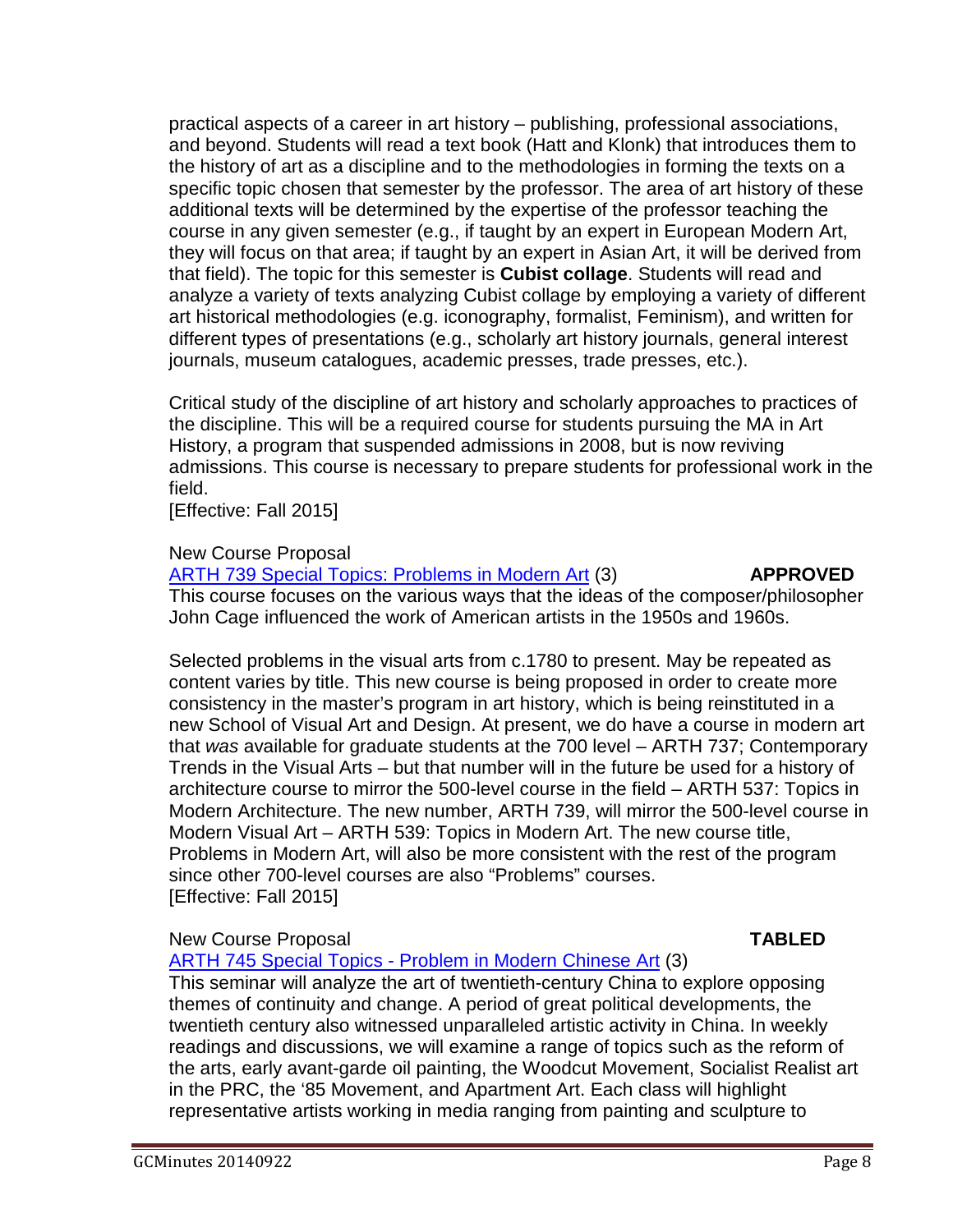practical aspects of a career in art history – publishing, professional associations, and beyond. Students will read a text book (Hatt and Klonk) that introduces them to the history of art as a discipline and to the methodologies in forming the texts on a specific topic chosen that semester by the professor. The area of art history of these additional texts will be determined by the expertise of the professor teaching the course in any given semester (e.g., if taught by an expert in European Modern Art, they will focus on that area; if taught by an expert in Asian Art, it will be derived from that field). The topic for this semester is **Cubist collage**. Students will read and analyze a variety of texts analyzing Cubist collage by employing a variety of different art historical methodologies (e.g. iconography, formalist, Feminism), and written for different types of presentations (e.g., scholarly art history journals, general interest journals, museum catalogues, academic presses, trade presses, etc.).

Critical study of the discipline of art history and scholarly approaches to practices of the discipline. This will be a required course for students pursuing the MA in Art History, a program that suspended admissions in 2008, but is now reviving admissions. This course is necessary to prepare students for professional work in the field.
[Effective: Fall 2015]

New Course Proposal
ARTH 739 Special Topics: Problems in Modern Art (3) **APPROVED**
This course focuses on the various ways that the ideas of the composer/philosopher John Cage influenced the work of American artists in the 1950s and 1960s.

Selected problems in the visual arts from c.1780 to present. May be repeated as content varies by title. This new course is being proposed in order to create more consistency in the master's program in art history, which is being reinstituted in a new School of Visual Art and Design. At present, we do have a course in modern art that *was* available for graduate students at the 700 level – ARTH 737; Contemporary Trends in the Visual Arts – but that number will in the future be used for a history of architecture course to mirror the 500-level course in the field – ARTH 537: Topics in Modern Architecture. The new number, ARTH 739, will mirror the 500-level course in Modern Visual Art – ARTH 539: Topics in Modern Art. The new course title, Problems in Modern Art, will also be more consistent with the rest of the program since other 700-level courses are also "Problems" courses.
[Effective: Fall 2015]

New Course Proposal **TABLED**
ARTH 745 Special Topics - Problem in Modern Chinese Art (3)
This seminar will analyze the art of twentieth-century China to explore opposing themes of continuity and change. A period of great political developments, the twentieth century also witnessed unparalleled artistic activity in China. In weekly readings and discussions, we will examine a range of topics such as the reform of the arts, early avant-garde oil painting, the Woodcut Movement, Socialist Realist art in the PRC, the '85 Movement, and Apartment Art. Each class will highlight representative artists working in media ranging from painting and sculpture to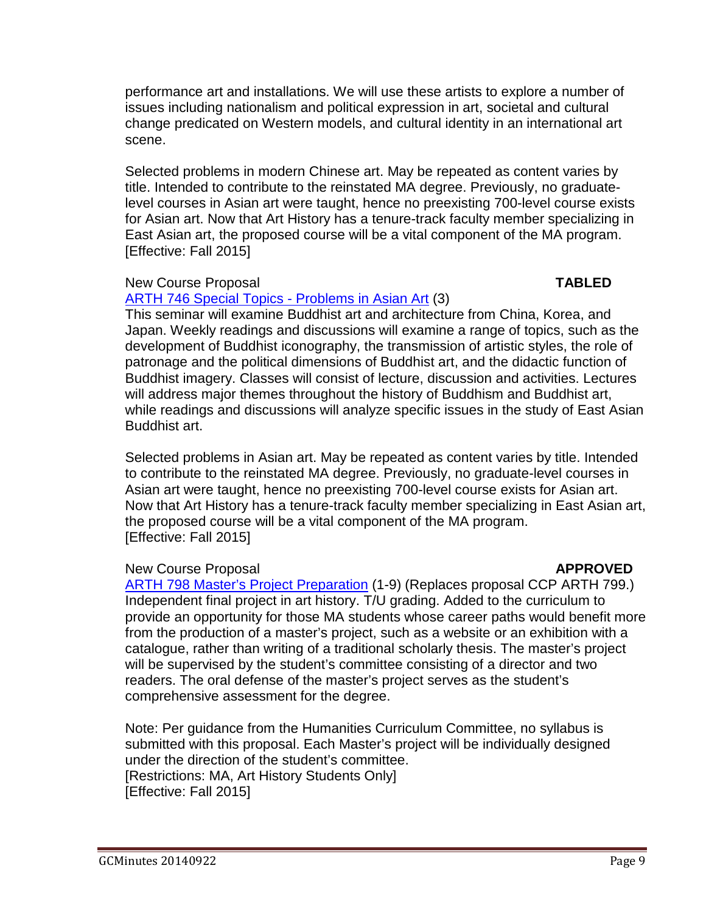performance art and installations. We will use these artists to explore a number of issues including nationalism and political expression in art, societal and cultural change predicated on Western models, and cultural identity in an international art scene.

Selected problems in modern Chinese art. May be repeated as content varies by title. Intended to contribute to the reinstated MA degree. Previously, no graduate-level courses in Asian art were taught, hence no preexisting 700-level course exists for Asian art. Now that Art History has a tenure-track faculty member specializing in East Asian art, the proposed course will be a vital component of the MA program. [Effective: Fall 2015]

New Course Proposal **TABLED**

ARTH 746 Special Topics - Problems in Asian Art (3)
This seminar will examine Buddhist art and architecture from China, Korea, and Japan. Weekly readings and discussions will examine a range of topics, such as the development of Buddhist iconography, the transmission of artistic styles, the role of patronage and the political dimensions of Buddhist art, and the didactic function of Buddhist imagery. Classes will consist of lecture, discussion and activities. Lectures will address major themes throughout the history of Buddhism and Buddhist art, while readings and discussions will analyze specific issues in the study of East Asian Buddhist art.

Selected problems in Asian art. May be repeated as content varies by title. Intended to contribute to the reinstated MA degree. Previously, no graduate-level courses in Asian art were taught, hence no preexisting 700-level course exists for Asian art. Now that Art History has a tenure-track faculty member specializing in East Asian art, the proposed course will be a vital component of the MA program.
[Effective: Fall 2015]

New Course Proposal **APPROVED**

ARTH 798 Master's Project Preparation (1-9) (Replaces proposal CCP ARTH 799.) Independent final project in art history. T/U grading. Added to the curriculum to provide an opportunity for those MA students whose career paths would benefit more from the production of a master's project, such as a website or an exhibition with a catalogue, rather than writing of a traditional scholarly thesis. The master's project will be supervised by the student's committee consisting of a director and two readers. The oral defense of the master's project serves as the student's comprehensive assessment for the degree.

Note: Per guidance from the Humanities Curriculum Committee, no syllabus is submitted with this proposal. Each Master's project will be individually designed under the direction of the student's committee.
[Restrictions: MA, Art History Students Only]
[Effective: Fall 2015]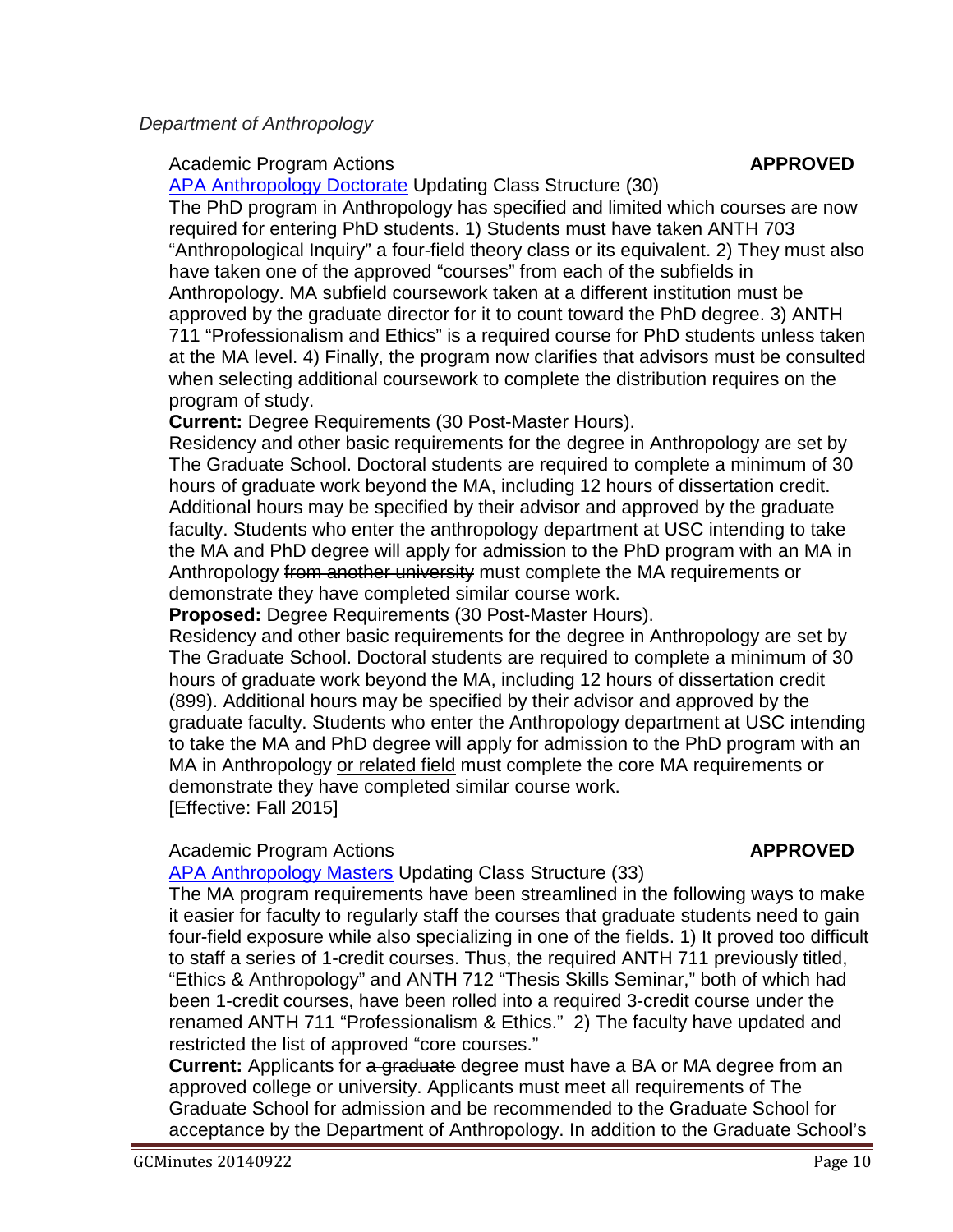*Department of Anthropology*

Academic Program Actions **APPROVED**

APA Anthropology Doctorate Updating Class Structure (30)

The PhD program in Anthropology has specified and limited which courses are now required for entering PhD students. 1) Students must have taken ANTH 703 "Anthropological Inquiry" a four-field theory class or its equivalent. 2) They must also have taken one of the approved "courses" from each of the subfields in Anthropology. MA subfield coursework taken at a different institution must be approved by the graduate director for it to count toward the PhD degree. 3) ANTH 711 "Professionalism and Ethics" is a required course for PhD students unless taken at the MA level. 4) Finally, the program now clarifies that advisors must be consulted when selecting additional coursework to complete the distribution requires on the program of study.

**Current:** Degree Requirements (30 Post-Master Hours).

Residency and other basic requirements for the degree in Anthropology are set by The Graduate School. Doctoral students are required to complete a minimum of 30 hours of graduate work beyond the MA, including 12 hours of dissertation credit. Additional hours may be specified by their advisor and approved by the graduate faculty. Students who enter the anthropology department at USC intending to take the MA and PhD degree will apply for admission to the PhD program with an MA in Anthropology ~~from another university~~ must complete the MA requirements or demonstrate they have completed similar course work.

**Proposed:** Degree Requirements (30 Post-Master Hours).

Residency and other basic requirements for the degree in Anthropology are set by The Graduate School. Doctoral students are required to complete a minimum of 30 hours of graduate work beyond the MA, including 12 hours of dissertation credit <u>(899)</u>. Additional hours may be specified by their advisor and approved by the graduate faculty. Students who enter the Anthropology department at USC intending to take the MA and PhD degree will apply for admission to the PhD program with an MA in Anthropology <u>or related field</u> must complete the core MA requirements or demonstrate they have completed similar course work.

[Effective: Fall 2015]

Academic Program Actions **APPROVED**

APA Anthropology Masters Updating Class Structure (33)

The MA program requirements have been streamlined in the following ways to make it easier for faculty to regularly staff the courses that graduate students need to gain four-field exposure while also specializing in one of the fields. 1) It proved too difficult to staff a series of 1-credit courses. Thus, the required ANTH 711 previously titled, "Ethics & Anthropology" and ANTH 712 "Thesis Skills Seminar," both of which had been 1-credit courses, have been rolled into a required 3-credit course under the renamed ANTH 711 "Professionalism & Ethics." 2) The faculty have updated and restricted the list of approved "core courses."

**Current:** Applicants for ~~a graduate~~ degree must have a BA or MA degree from an approved college or university. Applicants must meet all requirements of The Graduate School for admission and be recommended to the Graduate School for acceptance by the Department of Anthropology. In addition to the Graduate School's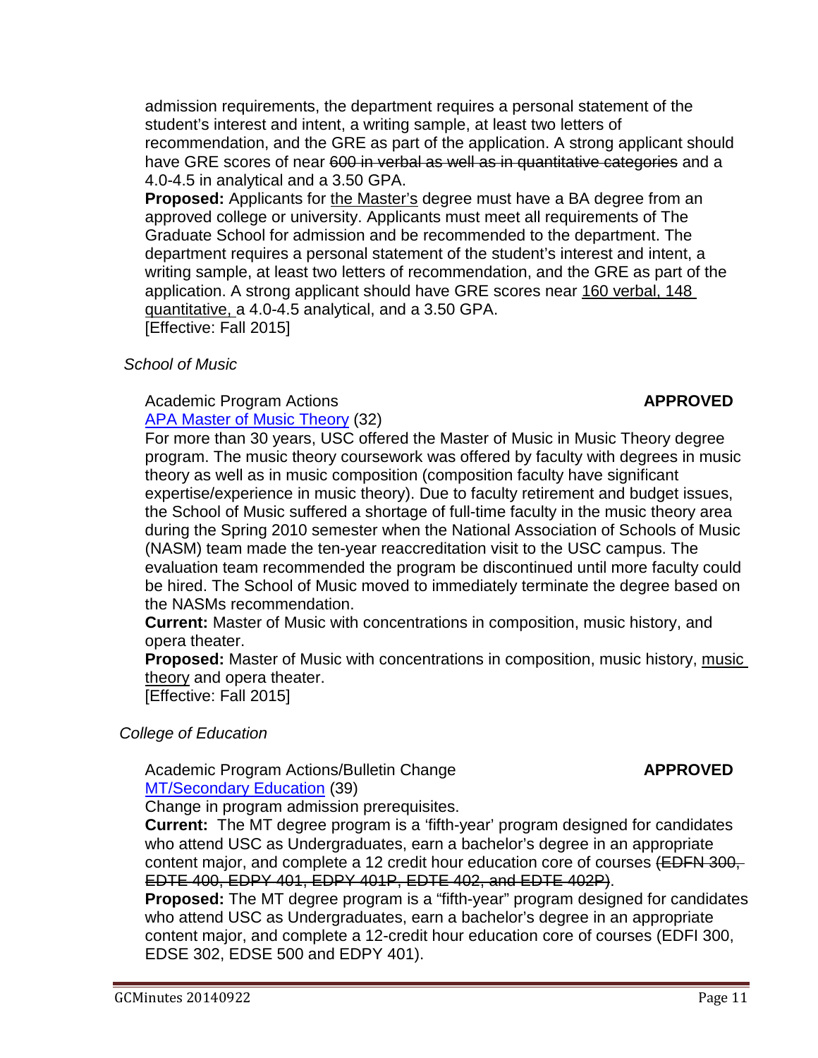admission requirements, the department requires a personal statement of the student's interest and intent, a writing sample, at least two letters of recommendation, and the GRE as part of the application. A strong applicant should have GRE scores of near ~~600 in verbal as well as in quantitative categories~~ and a 4.0-4.5 in analytical and a 3.50 GPA.

**Proposed:** Applicants for <u>the Master's</u> degree must have a BA degree from an approved college or university. Applicants must meet all requirements of The Graduate School for admission and be recommended to the department. The department requires a personal statement of the student's interest and intent, a writing sample, at least two letters of recommendation, and the GRE as part of the application. A strong applicant should have GRE scores near <u>160 verbal, 148 quantitative,</u> a 4.0-4.5 analytical, and a 3.50 GPA.

[Effective: Fall 2015]

*School of Music*

Academic Program Actions **APPROVED**

[APA Master of Music Theory](APA Master of Music Theory) (32)

For more than 30 years, USC offered the Master of Music in Music Theory degree program. The music theory coursework was offered by faculty with degrees in music theory as well as in music composition (composition faculty have significant expertise/experience in music theory). Due to faculty retirement and budget issues, the School of Music suffered a shortage of full-time faculty in the music theory area during the Spring 2010 semester when the National Association of Schools of Music (NASM) team made the ten-year reaccreditation visit to the USC campus. The evaluation team recommended the program be discontinued until more faculty could be hired. The School of Music moved to immediately terminate the degree based on the NASMs recommendation.

**Current:** Master of Music with concentrations in composition, music history, and opera theater.

**Proposed:** Master of Music with concentrations in composition, music history, <u>music theory</u> and opera theater.

[Effective: Fall 2015]

*College of Education*

Academic Program Actions/Bulletin Change **APPROVED**

[MT/Secondary Education](MT/Secondary Education) (39)

Change in program admission prerequisites.

**Current:** The MT degree program is a 'fifth-year' program designed for candidates who attend USC as Undergraduates, earn a bachelor's degree in an appropriate content major, and complete a 12 credit hour education core of courses ~~(EDFN 300, EDTE 400, EDPY 401, EDPY 401P, EDTE 402, and EDTE 402P)~~.

**Proposed:** The MT degree program is a "fifth-year" program designed for candidates who attend USC as Undergraduates, earn a bachelor's degree in an appropriate content major, and complete a 12-credit hour education core of courses (EDFI 300, EDSE 302, EDSE 500 and EDPY 401).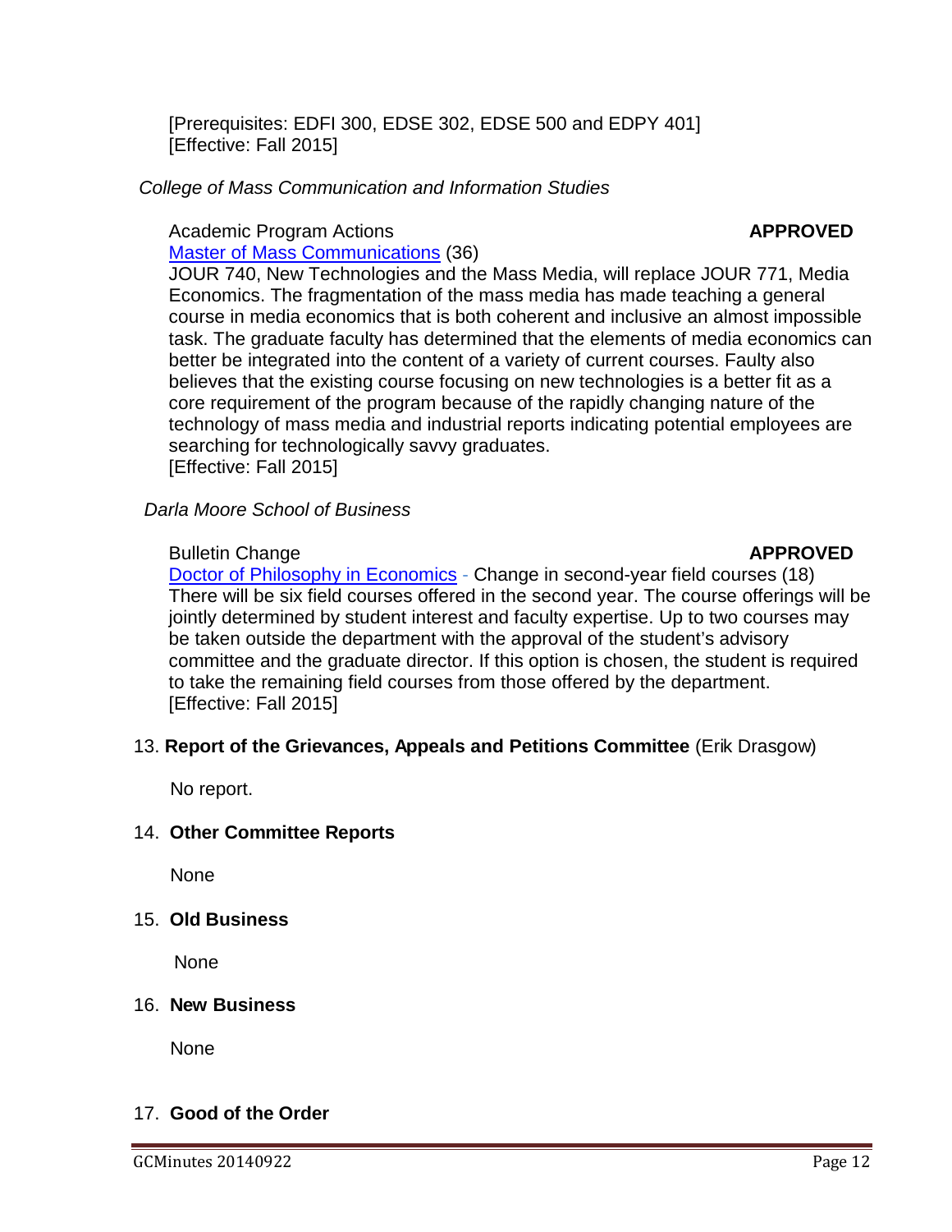[Prerequisites: EDFI 300, EDSE 302, EDSE 500 and EDPY 401]
[Effective: Fall 2015]

*College of Mass Communication and Information Studies*

Academic Program Actions **APPROVED**

Master of Mass Communications (36)
JOUR 740, New Technologies and the Mass Media, will replace JOUR 771, Media Economics. The fragmentation of the mass media has made teaching a general course in media economics that is both coherent and inclusive an almost impossible task. The graduate faculty has determined that the elements of media economics can better be integrated into the content of a variety of current courses. Faulty also believes that the existing course focusing on new technologies is a better fit as a core requirement of the program because of the rapidly changing nature of the technology of mass media and industrial reports indicating potential employees are searching for technologically savvy graduates.
[Effective: Fall 2015]

*Darla Moore School of Business*

Bulletin Change **APPROVED**

Doctor of Philosophy in Economics - Change in second-year field courses (18)
There will be six field courses offered in the second year. The course offerings will be jointly determined by student interest and faculty expertise. Up to two courses may be taken outside the department with the approval of the student's advisory committee and the graduate director. If this option is chosen, the student is required to take the remaining field courses from those offered by the department.
[Effective: Fall 2015]

13. **Report of the Grievances, Appeals and Petitions Committee** (Erik Drasgow)

No report.

14. **Other Committee Reports**

None

15. **Old Business**

None

16. **New Business**

None

17. **Good of the Order**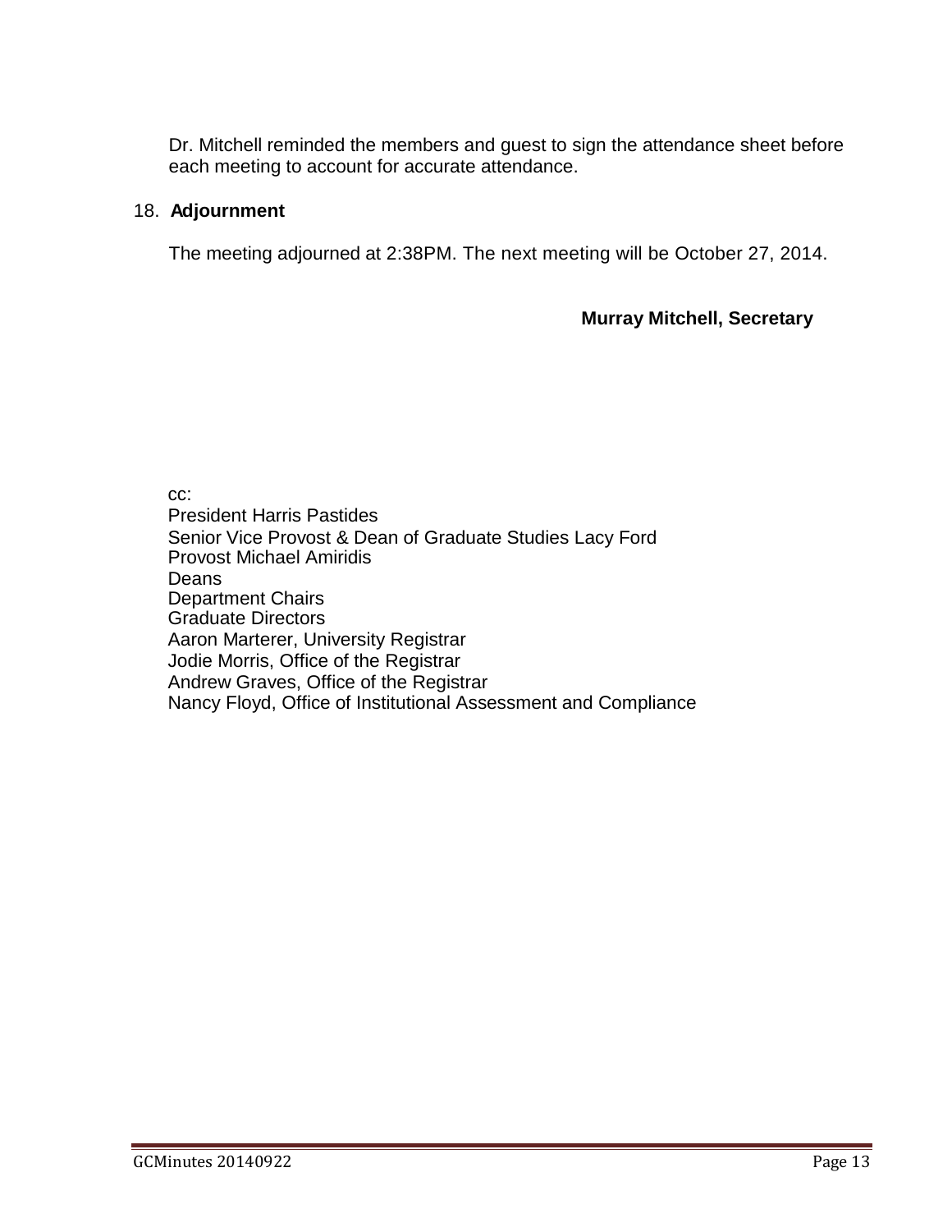Dr. Mitchell reminded the members and guest to sign the attendance sheet before each meeting to account for accurate attendance.

18. **Adjournment**

The meeting adjourned at 2:38PM. The next meeting will be October 27, 2014.

**Murray Mitchell, Secretary**

cc:
President Harris Pastides
Senior Vice Provost & Dean of Graduate Studies Lacy Ford
Provost Michael Amiridis
Deans
Department Chairs
Graduate Directors
Aaron Marterer, University Registrar
Jodie Morris, Office of the Registrar
Andrew Graves, Office of the Registrar
Nancy Floyd, Office of Institutional Assessment and Compliance